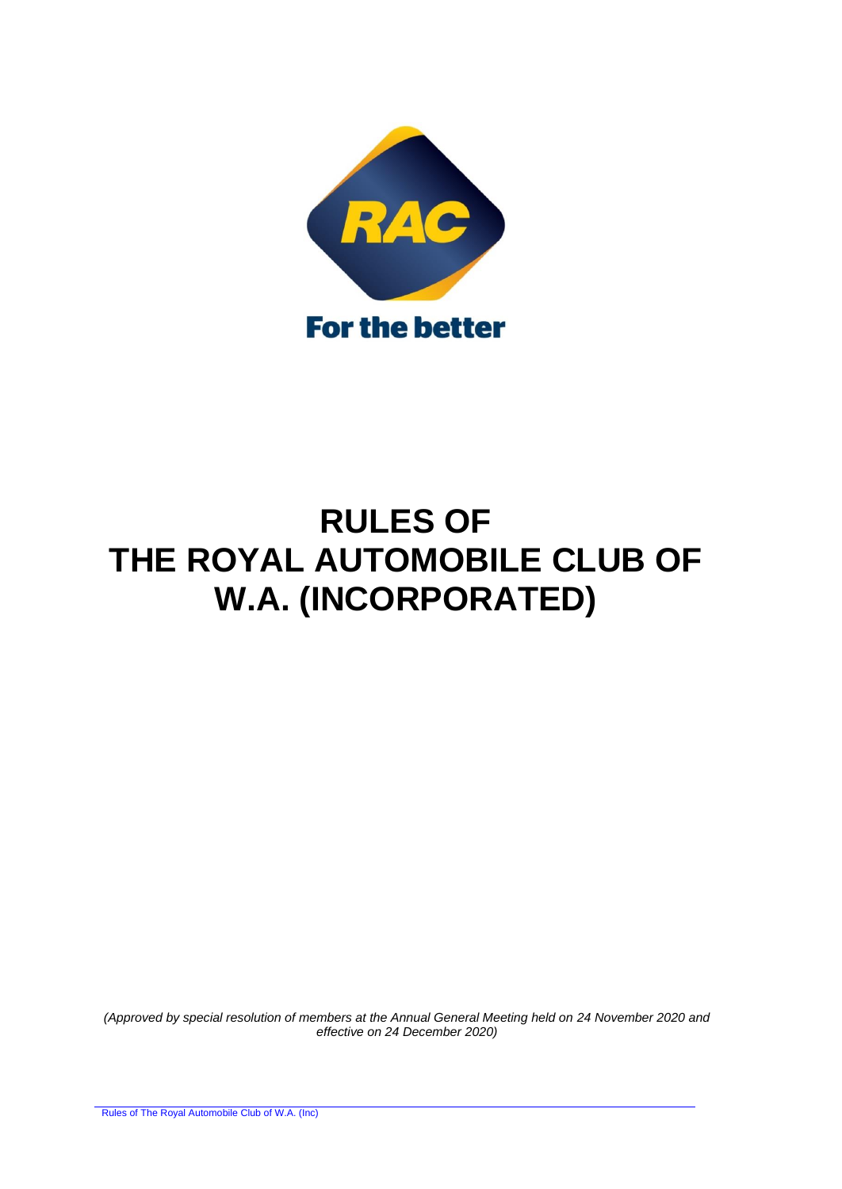# RULES OF THE ROYAL AUTOMOBILE CLUB OF W.A. (INCORPORATED)

*(Approved by special resolution of members at the Annual General Meeting held on 24 November 2020 and effective on 24 December 2020)*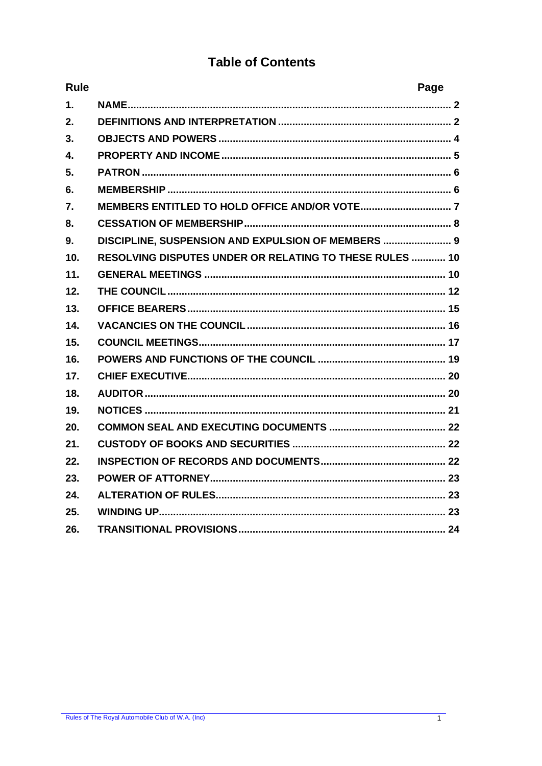# Table of Contents

| Rule | | Page |
|---|---|---|
| 1. | NAME | 2 |
| 2. | DEFINITIONS AND INTERPRETATION | 2 |
| 3. | OBJECTS AND POWERS | 4 |
| 4. | PROPERTY AND INCOME | 5 |
| 5. | PATRON | 6 |
| 6. | MEMBERSHIP | 6 |
| 7. | MEMBERS ENTITLED TO HOLD OFFICE AND/OR VOTE | 7 |
| 8. | CESSATION OF MEMBERSHIP | 8 |
| 9. | DISCIPLINE, SUSPENSION AND EXPULSION OF MEMBERS | 9 |
| 10. | RESOLVING DISPUTES UNDER OR RELATING TO THESE RULES | 10 |
| 11. | GENERAL MEETINGS | 10 |
| 12. | THE COUNCIL | 12 |
| 13. | OFFICE BEARERS | 15 |
| 14. | VACANCIES ON THE COUNCIL | 16 |
| 15. | COUNCIL MEETINGS | 17 |
| 16. | POWERS AND FUNCTIONS OF THE COUNCIL | 19 |
| 17. | CHIEF EXECUTIVE | 20 |
| 18. | AUDITOR | 20 |
| 19. | NOTICES | 21 |
| 20. | COMMON SEAL AND EXECUTING DOCUMENTS | 22 |
| 21. | CUSTODY OF BOOKS AND SECURITIES | 22 |
| 22. | INSPECTION OF RECORDS AND DOCUMENTS | 22 |
| 23. | POWER OF ATTORNEY | 23 |
| 24. | ALTERATION OF RULES | 23 |
| 25. | WINDING UP | 23 |
| 26. | TRANSITIONAL PROVISIONS | 24 |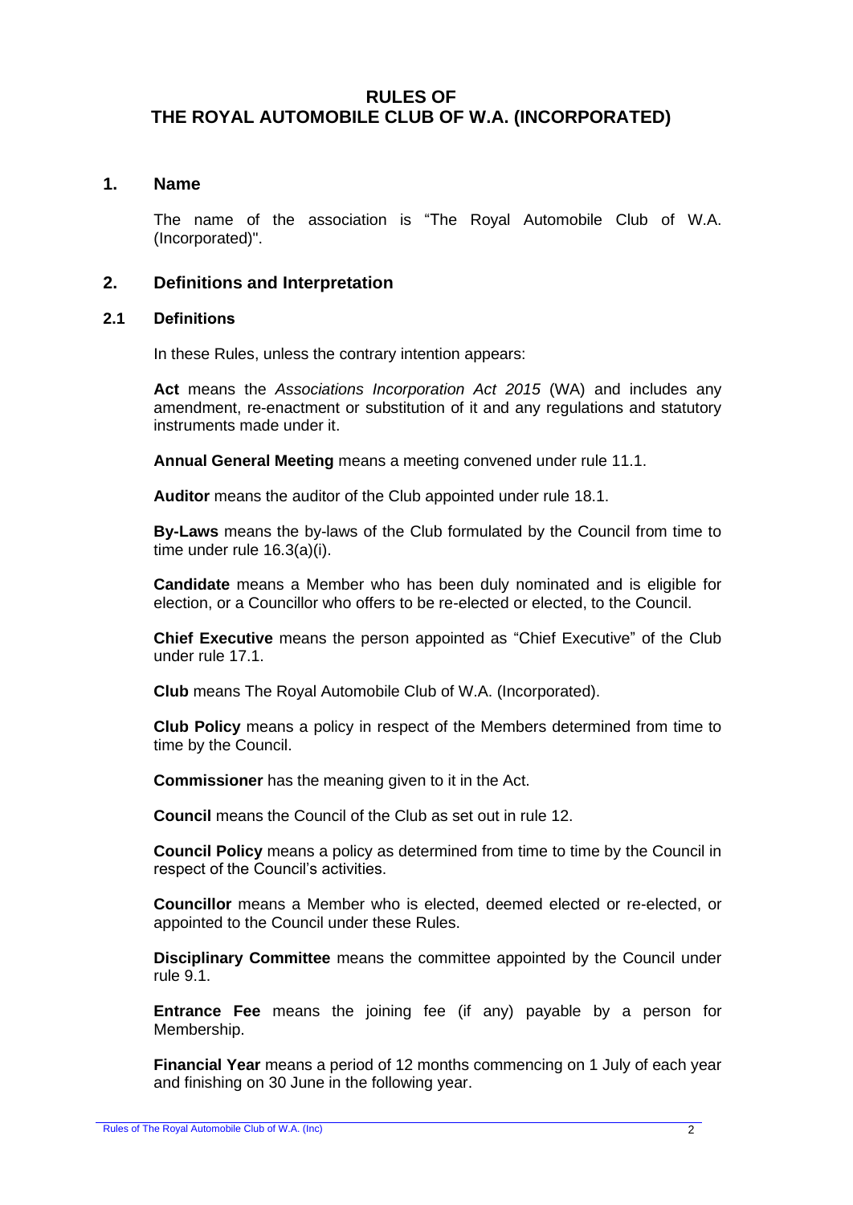# RULES OF THE ROYAL AUTOMOBILE CLUB OF W.A. (INCORPORATED)

## 1. Name

The name of the association is "The Royal Automobile Club of W.A. (Incorporated)".

## 2. Definitions and Interpretation

### 2.1 Definitions

In these Rules, unless the contrary intention appears:

**Act** means the *Associations Incorporation Act 2015* (WA) and includes any amendment, re-enactment or substitution of it and any regulations and statutory instruments made under it.

**Annual General Meeting** means a meeting convened under rule 11.1.

**Auditor** means the auditor of the Club appointed under rule 18.1.

**By-Laws** means the by-laws of the Club formulated by the Council from time to time under rule 16.3(a)(i).

**Candidate** means a Member who has been duly nominated and is eligible for election, or a Councillor who offers to be re-elected or elected, to the Council.

**Chief Executive** means the person appointed as "Chief Executive" of the Club under rule 17.1.

**Club** means The Royal Automobile Club of W.A. (Incorporated).

**Club Policy** means a policy in respect of the Members determined from time to time by the Council.

**Commissioner** has the meaning given to it in the Act.

**Council** means the Council of the Club as set out in rule 12.

**Council Policy** means a policy as determined from time to time by the Council in respect of the Council's activities.

**Councillor** means a Member who is elected, deemed elected or re-elected, or appointed to the Council under these Rules.

**Disciplinary Committee** means the committee appointed by the Council under rule 9.1.

**Entrance Fee** means the joining fee (if any) payable by a person for Membership.

**Financial Year** means a period of 12 months commencing on 1 July of each year and finishing on 30 June in the following year.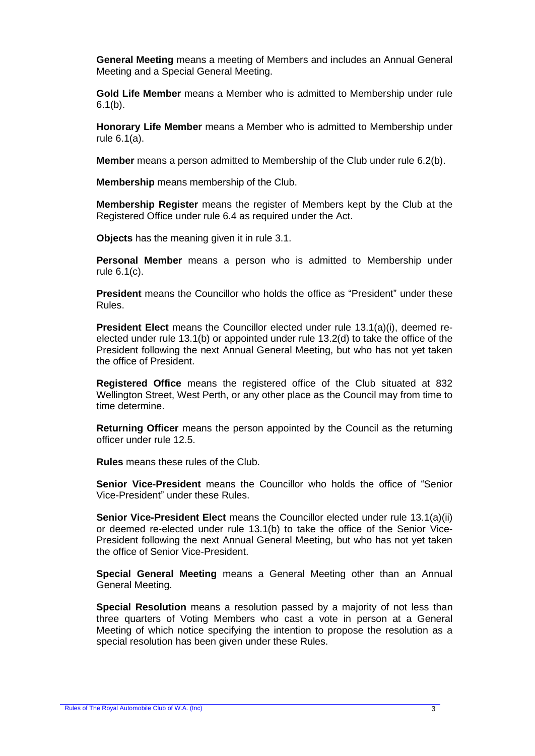**General Meeting** means a meeting of Members and includes an Annual General Meeting and a Special General Meeting.

**Gold Life Member** means a Member who is admitted to Membership under rule 6.1(b).

**Honorary Life Member** means a Member who is admitted to Membership under rule 6.1(a).

**Member** means a person admitted to Membership of the Club under rule 6.2(b).

**Membership** means membership of the Club.

**Membership Register** means the register of Members kept by the Club at the Registered Office under rule 6.4 as required under the Act.

**Objects** has the meaning given it in rule 3.1.

**Personal Member** means a person who is admitted to Membership under rule 6.1(c).

**President** means the Councillor who holds the office as "President" under these Rules.

**President Elect** means the Councillor elected under rule 13.1(a)(i), deemed re-elected under rule 13.1(b) or appointed under rule 13.2(d) to take the office of the President following the next Annual General Meeting, but who has not yet taken the office of President.

**Registered Office** means the registered office of the Club situated at 832 Wellington Street, West Perth, or any other place as the Council may from time to time determine.

**Returning Officer** means the person appointed by the Council as the returning officer under rule 12.5.

**Rules** means these rules of the Club.

**Senior Vice-President** means the Councillor who holds the office of "Senior Vice-President" under these Rules.

**Senior Vice-President Elect** means the Councillor elected under rule 13.1(a)(ii) or deemed re-elected under rule 13.1(b) to take the office of the Senior Vice-President following the next Annual General Meeting, but who has not yet taken the office of Senior Vice-President.

**Special General Meeting** means a General Meeting other than an Annual General Meeting.

**Special Resolution** means a resolution passed by a majority of not less than three quarters of Voting Members who cast a vote in person at a General Meeting of which notice specifying the intention to propose the resolution as a special resolution has been given under these Rules.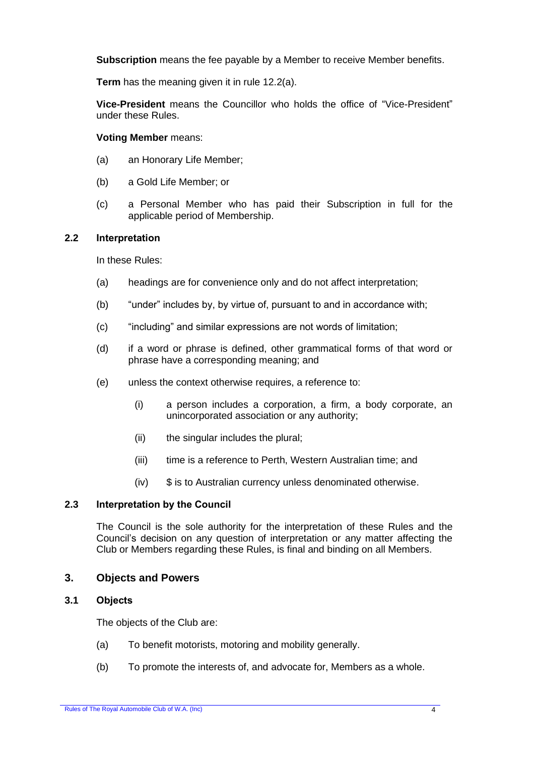**Subscription** means the fee payable by a Member to receive Member benefits.

**Term** has the meaning given it in rule 12.2(a).

**Vice-President** means the Councillor who holds the office of "Vice-President" under these Rules.

**Voting Member** means:

(a) an Honorary Life Member;

(b) a Gold Life Member; or

(c) a Personal Member who has paid their Subscription in full for the applicable period of Membership.

### 2.2 Interpretation

In these Rules:

(a) headings are for convenience only and do not affect interpretation;

(b) "under" includes by, by virtue of, pursuant to and in accordance with;

(c) "including" and similar expressions are not words of limitation;

(d) if a word or phrase is defined, other grammatical forms of that word or phrase have a corresponding meaning; and

(e) unless the context otherwise requires, a reference to:

 (i) a person includes a corporation, a firm, a body corporate, an unincorporated association or any authority;

 (ii) the singular includes the plural;

 (iii) time is a reference to Perth, Western Australian time; and

 (iv) $ is to Australian currency unless denominated otherwise.

### 2.3 Interpretation by the Council

The Council is the sole authority for the interpretation of these Rules and the Council's decision on any question of interpretation or any matter affecting the Club or Members regarding these Rules, is final and binding on all Members.

## 3. Objects and Powers

### 3.1 Objects

The objects of the Club are:

(a) To benefit motorists, motoring and mobility generally.

(b) To promote the interests of, and advocate for, Members as a whole.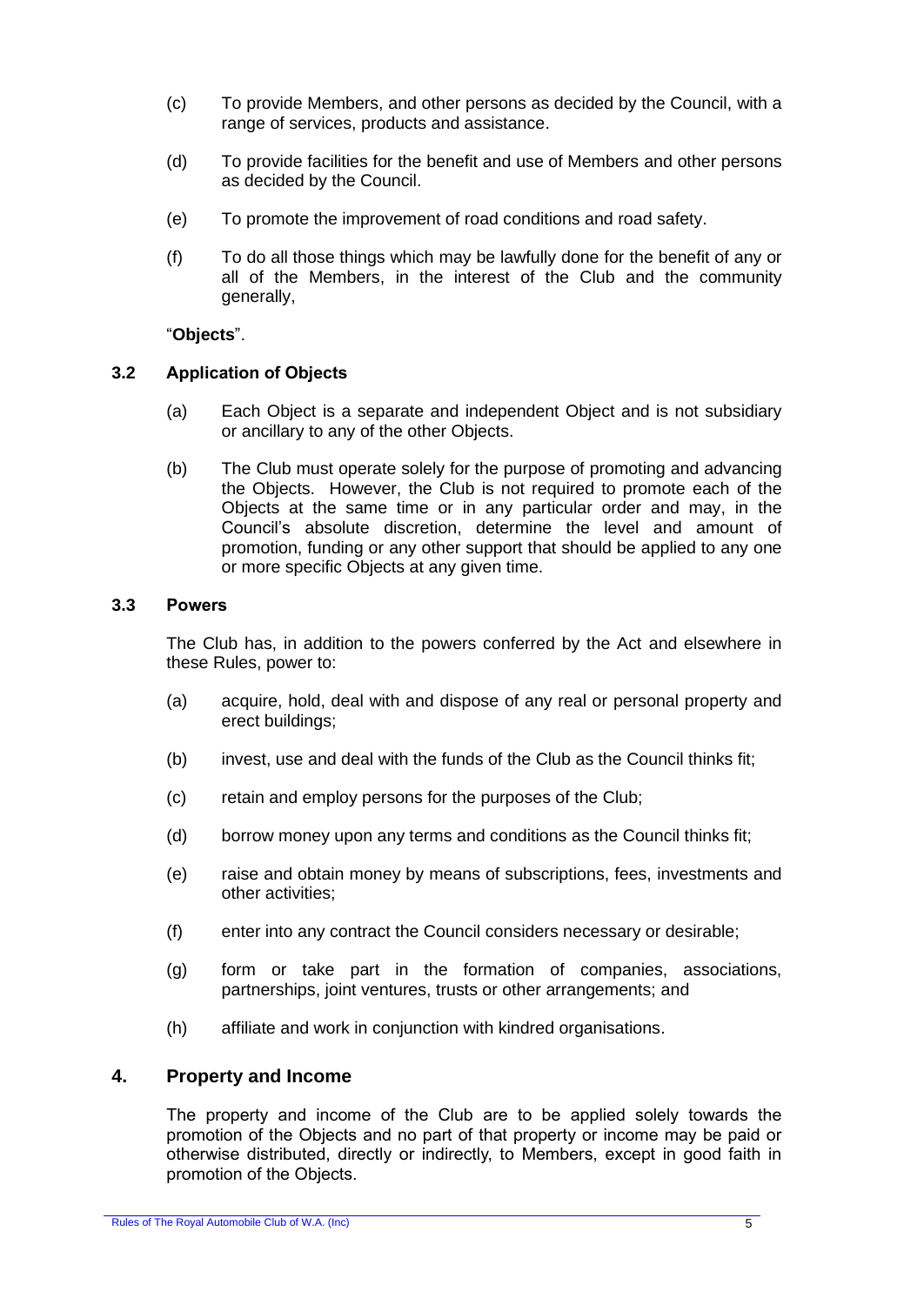(c) To provide Members, and other persons as decided by the Council, with a range of services, products and assistance.

(d) To provide facilities for the benefit and use of Members and other persons as decided by the Council.

(e) To promote the improvement of road conditions and road safety.

(f) To do all those things which may be lawfully done for the benefit of any or all of the Members, in the interest of the Club and the community generally,

"**Objects**".

### 3.2 Application of Objects

(a) Each Object is a separate and independent Object and is not subsidiary or ancillary to any of the other Objects.

(b) The Club must operate solely for the purpose of promoting and advancing the Objects. However, the Club is not required to promote each of the Objects at the same time or in any particular order and may, in the Council's absolute discretion, determine the level and amount of promotion, funding or any other support that should be applied to any one or more specific Objects at any given time.

### 3.3 Powers

The Club has, in addition to the powers conferred by the Act and elsewhere in these Rules, power to:

(a) acquire, hold, deal with and dispose of any real or personal property and erect buildings;

(b) invest, use and deal with the funds of the Club as the Council thinks fit;

(c) retain and employ persons for the purposes of the Club;

(d) borrow money upon any terms and conditions as the Council thinks fit;

(e) raise and obtain money by means of subscriptions, fees, investments and other activities;

(f) enter into any contract the Council considers necessary or desirable;

(g) form or take part in the formation of companies, associations, partnerships, joint ventures, trusts or other arrangements; and

(h) affiliate and work in conjunction with kindred organisations.

## 4. Property and Income

The property and income of the Club are to be applied solely towards the promotion of the Objects and no part of that property or income may be paid or otherwise distributed, directly or indirectly, to Members, except in good faith in promotion of the Objects.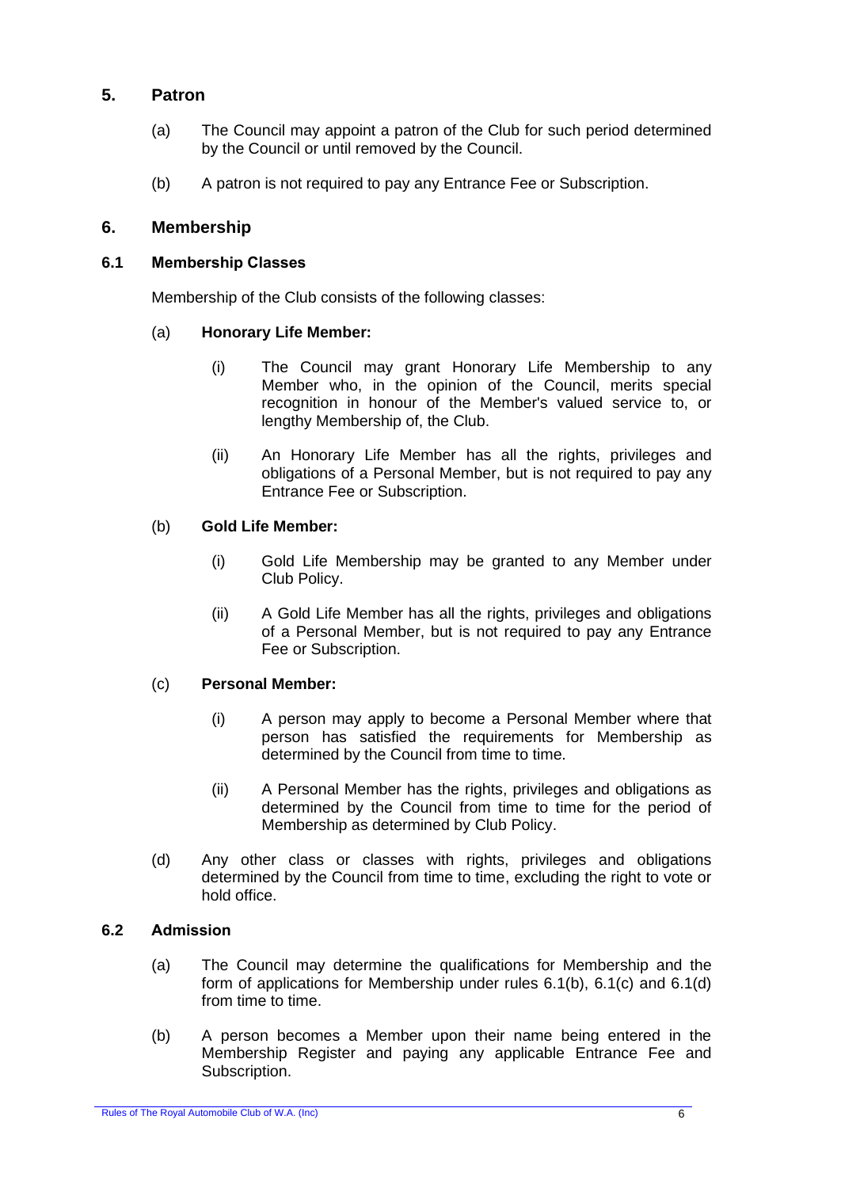## 5. Patron

(a) The Council may appoint a patron of the Club for such period determined by the Council or until removed by the Council.

(b) A patron is not required to pay any Entrance Fee or Subscription.

## 6. Membership

### 6.1 Membership Classes

Membership of the Club consists of the following classes:

(a) **Honorary Life Member:**

(i) The Council may grant Honorary Life Membership to any Member who, in the opinion of the Council, merits special recognition in honour of the Member's valued service to, or lengthy Membership of, the Club.

(ii) An Honorary Life Member has all the rights, privileges and obligations of a Personal Member, but is not required to pay any Entrance Fee or Subscription.

(b) **Gold Life Member:**

(i) Gold Life Membership may be granted to any Member under Club Policy.

(ii) A Gold Life Member has all the rights, privileges and obligations of a Personal Member, but is not required to pay any Entrance Fee or Subscription.

(c) **Personal Member:**

(i) A person may apply to become a Personal Member where that person has satisfied the requirements for Membership as determined by the Council from time to time.

(ii) A Personal Member has the rights, privileges and obligations as determined by the Council from time to time for the period of Membership as determined by Club Policy.

(d) Any other class or classes with rights, privileges and obligations determined by the Council from time to time, excluding the right to vote or hold office.

### 6.2 Admission

(a) The Council may determine the qualifications for Membership and the form of applications for Membership under rules 6.1(b), 6.1(c) and 6.1(d) from time to time.

(b) A person becomes a Member upon their name being entered in the Membership Register and paying any applicable Entrance Fee and Subscription.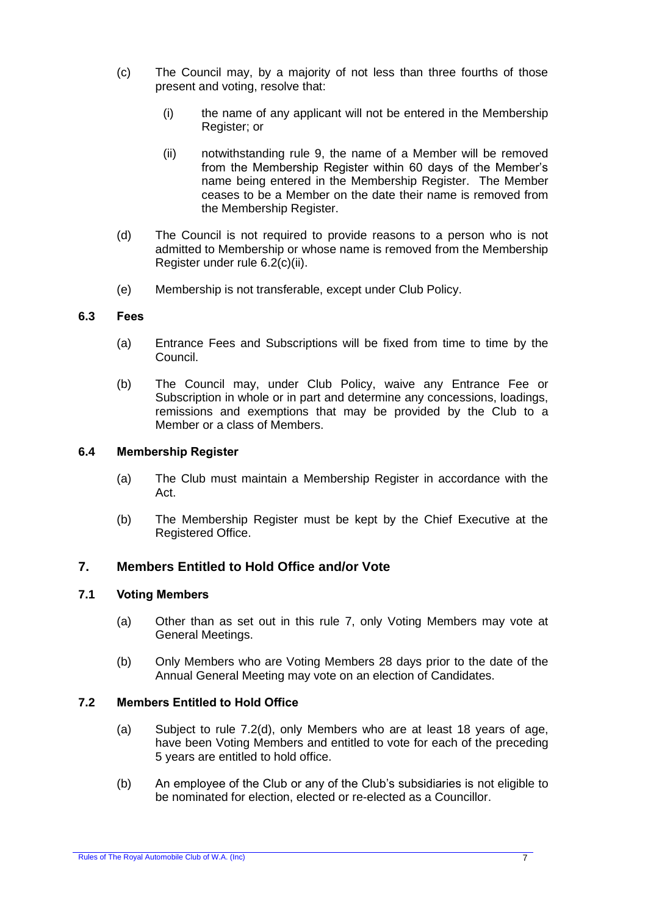(c) The Council may, by a majority of not less than three fourths of those present and voting, resolve that:

  (i) the name of any applicant will not be entered in the Membership Register; or

  (ii) notwithstanding rule 9, the name of a Member will be removed from the Membership Register within 60 days of the Member's name being entered in the Membership Register. The Member ceases to be a Member on the date their name is removed from the Membership Register.

(d) The Council is not required to provide reasons to a person who is not admitted to Membership or whose name is removed from the Membership Register under rule 6.2(c)(ii).

(e) Membership is not transferable, except under Club Policy.

### 6.3 Fees

(a) Entrance Fees and Subscriptions will be fixed from time to time by the Council.

(b) The Council may, under Club Policy, waive any Entrance Fee or Subscription in whole or in part and determine any concessions, loadings, remissions and exemptions that may be provided by the Club to a Member or a class of Members.

### 6.4 Membership Register

(a) The Club must maintain a Membership Register in accordance with the Act.

(b) The Membership Register must be kept by the Chief Executive at the Registered Office.

## 7. Members Entitled to Hold Office and/or Vote

### 7.1 Voting Members

(a) Other than as set out in this rule 7, only Voting Members may vote at General Meetings.

(b) Only Members who are Voting Members 28 days prior to the date of the Annual General Meeting may vote on an election of Candidates.

### 7.2 Members Entitled to Hold Office

(a) Subject to rule 7.2(d), only Members who are at least 18 years of age, have been Voting Members and entitled to vote for each of the preceding 5 years are entitled to hold office.

(b) An employee of the Club or any of the Club's subsidiaries is not eligible to be nominated for election, elected or re-elected as a Councillor.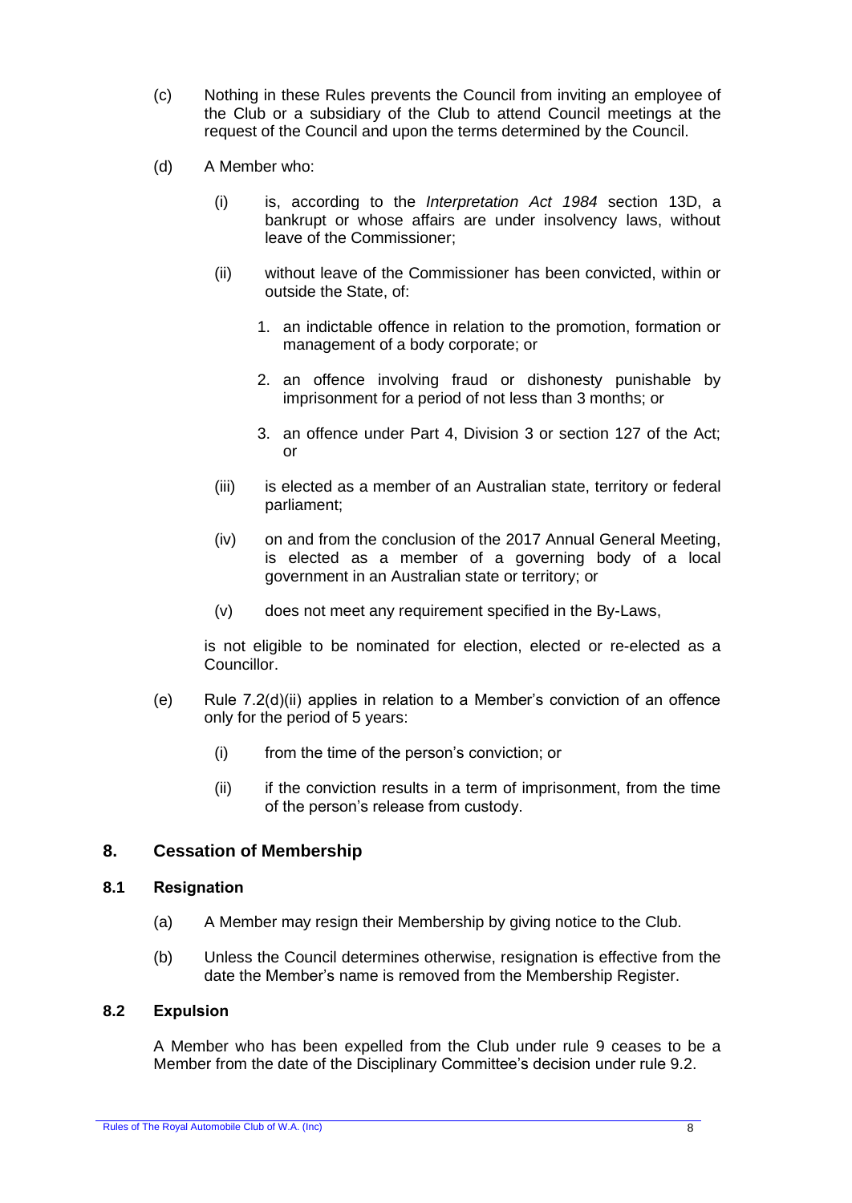(c) Nothing in these Rules prevents the Council from inviting an employee of the Club or a subsidiary of the Club to attend Council meetings at the request of the Council and upon the terms determined by the Council.

(d) A Member who:

   (i) is, according to the *Interpretation Act 1984* section 13D, a bankrupt or whose affairs are under insolvency laws, without leave of the Commissioner;

   (ii) without leave of the Commissioner has been convicted, within or outside the State, of:

      1. an indictable offence in relation to the promotion, formation or management of a body corporate; or

      2. an offence involving fraud or dishonesty punishable by imprisonment for a period of not less than 3 months; or

      3. an offence under Part 4, Division 3 or section 127 of the Act; or

   (iii) is elected as a member of an Australian state, territory or federal parliament;

   (iv) on and from the conclusion of the 2017 Annual General Meeting, is elected as a member of a governing body of a local government in an Australian state or territory; or

   (v) does not meet any requirement specified in the By-Laws,

   is not eligible to be nominated for election, elected or re-elected as a Councillor.

(e) Rule 7.2(d)(ii) applies in relation to a Member's conviction of an offence only for the period of 5 years:

   (i) from the time of the person's conviction; or

   (ii) if the conviction results in a term of imprisonment, from the time of the person's release from custody.

## 8. Cessation of Membership

### 8.1 Resignation

(a) A Member may resign their Membership by giving notice to the Club.

(b) Unless the Council determines otherwise, resignation is effective from the date the Member's name is removed from the Membership Register.

### 8.2 Expulsion

A Member who has been expelled from the Club under rule 9 ceases to be a Member from the date of the Disciplinary Committee's decision under rule 9.2.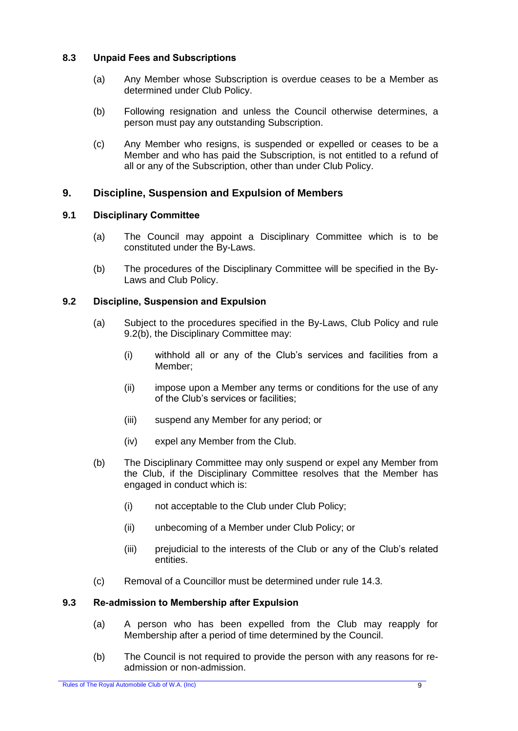### 8.3 Unpaid Fees and Subscriptions

(a) Any Member whose Subscription is overdue ceases to be a Member as determined under Club Policy.

(b) Following resignation and unless the Council otherwise determines, a person must pay any outstanding Subscription.

(c) Any Member who resigns, is suspended or expelled or ceases to be a Member and who has paid the Subscription, is not entitled to a refund of all or any of the Subscription, other than under Club Policy.

## 9. Discipline, Suspension and Expulsion of Members

### 9.1 Disciplinary Committee

(a) The Council may appoint a Disciplinary Committee which is to be constituted under the By-Laws.

(b) The procedures of the Disciplinary Committee will be specified in the By-Laws and Club Policy.

### 9.2 Discipline, Suspension and Expulsion

(a) Subject to the procedures specified in the By-Laws, Club Policy and rule 9.2(b), the Disciplinary Committee may:

  (i) withhold all or any of the Club's services and facilities from a Member;

  (ii) impose upon a Member any terms or conditions for the use of any of the Club's services or facilities;

  (iii) suspend any Member for any period; or

  (iv) expel any Member from the Club.

(b) The Disciplinary Committee may only suspend or expel any Member from the Club, if the Disciplinary Committee resolves that the Member has engaged in conduct which is:

  (i) not acceptable to the Club under Club Policy;

  (ii) unbecoming of a Member under Club Policy; or

  (iii) prejudicial to the interests of the Club or any of the Club's related entities.

(c) Removal of a Councillor must be determined under rule 14.3.

### 9.3 Re-admission to Membership after Expulsion

(a) A person who has been expelled from the Club may reapply for Membership after a period of time determined by the Council.

(b) The Council is not required to provide the person with any reasons for re-admission or non-admission.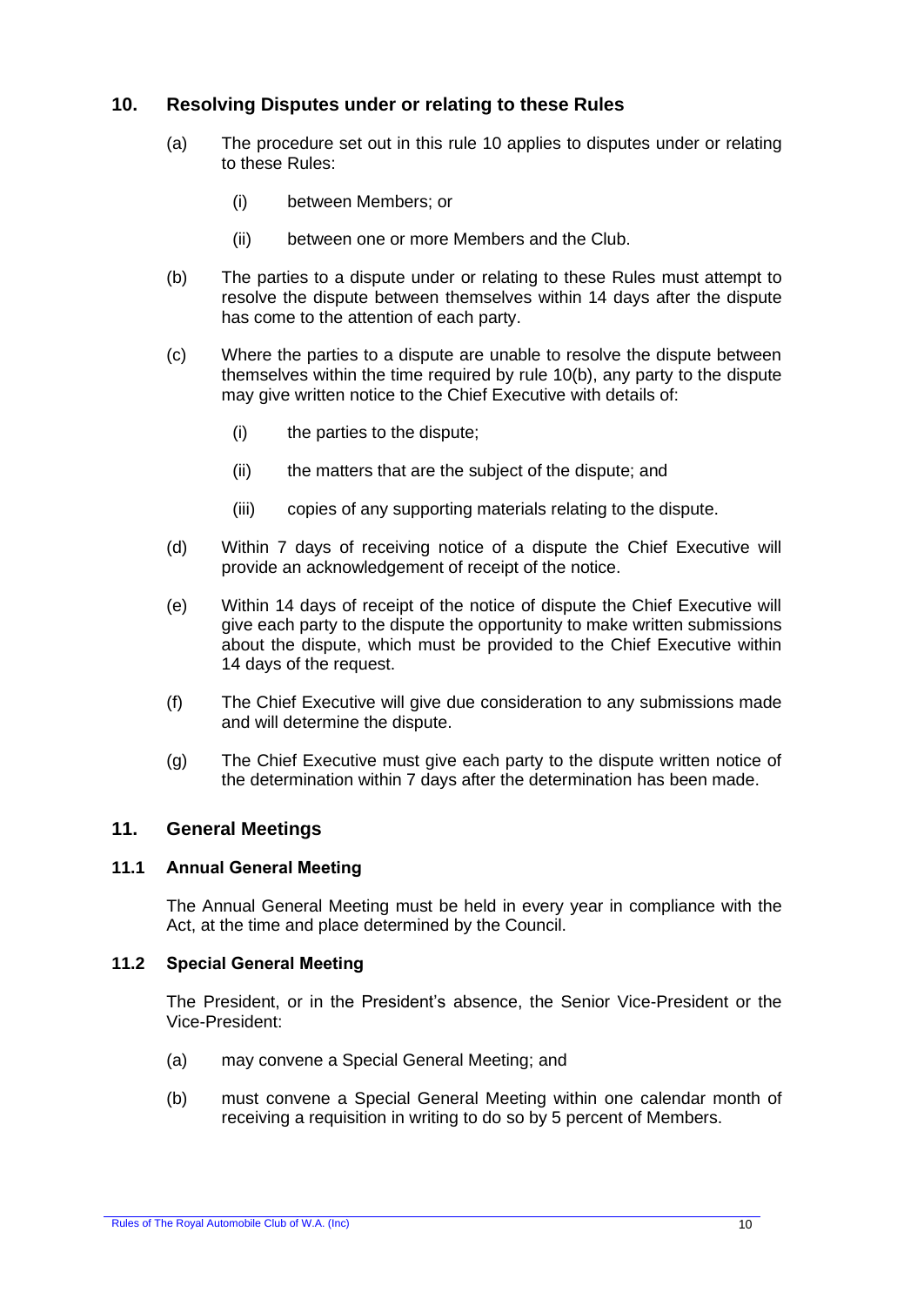## 10. Resolving Disputes under or relating to these Rules

(a) The procedure set out in this rule 10 applies to disputes under or relating to these Rules:

  (i) between Members; or

  (ii) between one or more Members and the Club.

(b) The parties to a dispute under or relating to these Rules must attempt to resolve the dispute between themselves within 14 days after the dispute has come to the attention of each party.

(c) Where the parties to a dispute are unable to resolve the dispute between themselves within the time required by rule 10(b), any party to the dispute may give written notice to the Chief Executive with details of:

  (i) the parties to the dispute;

  (ii) the matters that are the subject of the dispute; and

  (iii) copies of any supporting materials relating to the dispute.

(d) Within 7 days of receiving notice of a dispute the Chief Executive will provide an acknowledgement of receipt of the notice.

(e) Within 14 days of receipt of the notice of dispute the Chief Executive will give each party to the dispute the opportunity to make written submissions about the dispute, which must be provided to the Chief Executive within 14 days of the request.

(f) The Chief Executive will give due consideration to any submissions made and will determine the dispute.

(g) The Chief Executive must give each party to the dispute written notice of the determination within 7 days after the determination has been made.

## 11. General Meetings

### 11.1 Annual General Meeting

The Annual General Meeting must be held in every year in compliance with the Act, at the time and place determined by the Council.

### 11.2 Special General Meeting

The President, or in the President's absence, the Senior Vice-President or the Vice-President:

(a) may convene a Special General Meeting; and

(b) must convene a Special General Meeting within one calendar month of receiving a requisition in writing to do so by 5 percent of Members.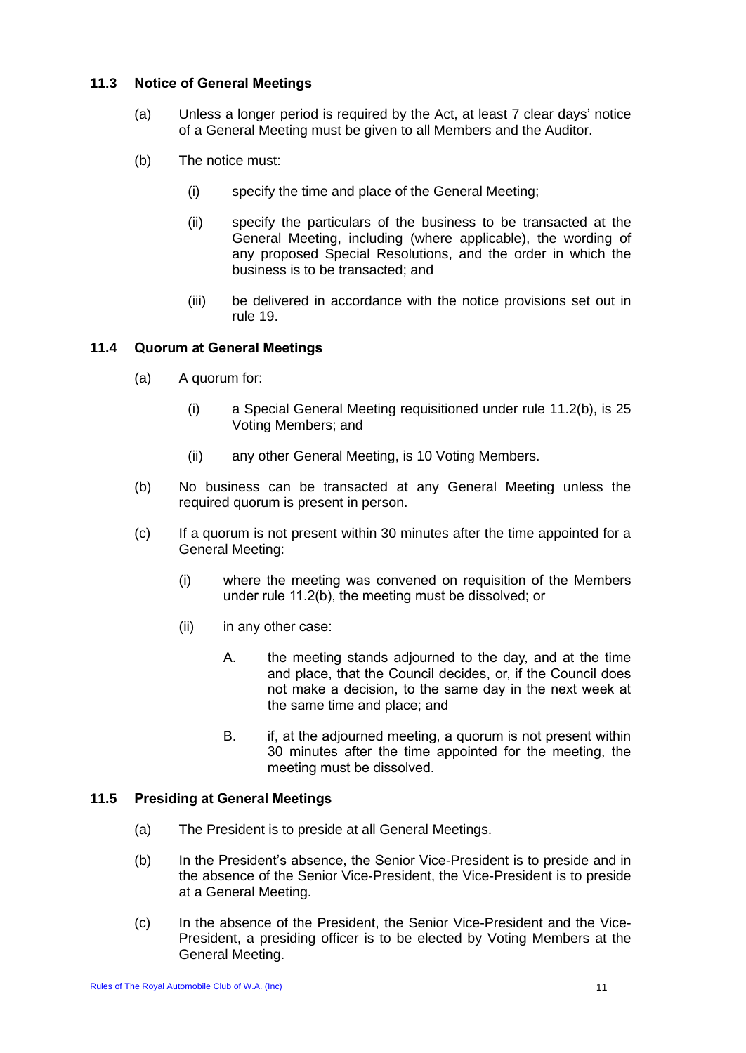### 11.3 Notice of General Meetings

(a) Unless a longer period is required by the Act, at least 7 clear days' notice of a General Meeting must be given to all Members and the Auditor.

(b) The notice must:

   (i) specify the time and place of the General Meeting;

   (ii) specify the particulars of the business to be transacted at the General Meeting, including (where applicable), the wording of any proposed Special Resolutions, and the order in which the business is to be transacted; and

   (iii) be delivered in accordance with the notice provisions set out in rule 19.

### 11.4 Quorum at General Meetings

(a) A quorum for:

   (i) a Special General Meeting requisitioned under rule 11.2(b), is 25 Voting Members; and

   (ii) any other General Meeting, is 10 Voting Members.

(b) No business can be transacted at any General Meeting unless the required quorum is present in person.

(c) If a quorum is not present within 30 minutes after the time appointed for a General Meeting:

   (i) where the meeting was convened on requisition of the Members under rule 11.2(b), the meeting must be dissolved; or

   (ii) in any other case:

      A. the meeting stands adjourned to the day, and at the time and place, that the Council decides, or, if the Council does not make a decision, to the same day in the next week at the same time and place; and

      B. if, at the adjourned meeting, a quorum is not present within 30 minutes after the time appointed for the meeting, the meeting must be dissolved.

### 11.5 Presiding at General Meetings

(a) The President is to preside at all General Meetings.

(b) In the President's absence, the Senior Vice-President is to preside and in the absence of the Senior Vice-President, the Vice-President is to preside at a General Meeting.

(c) In the absence of the President, the Senior Vice-President and the Vice-President, a presiding officer is to be elected by Voting Members at the General Meeting.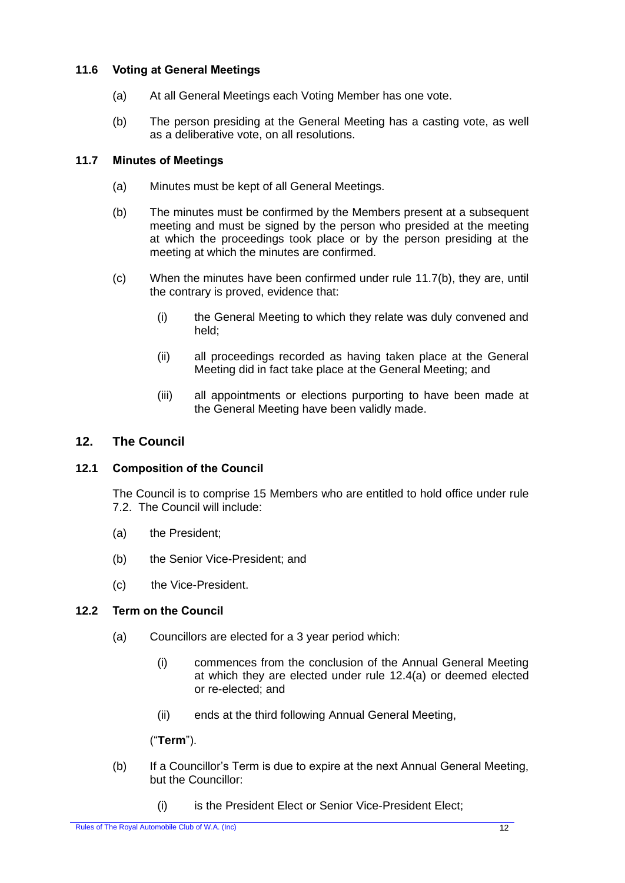### 11.6 Voting at General Meetings

(a) At all General Meetings each Voting Member has one vote.

(b) The person presiding at the General Meeting has a casting vote, as well as a deliberative vote, on all resolutions.

### 11.7 Minutes of Meetings

(a) Minutes must be kept of all General Meetings.

(b) The minutes must be confirmed by the Members present at a subsequent meeting and must be signed by the person who presided at the meeting at which the proceedings took place or by the person presiding at the meeting at which the minutes are confirmed.

(c) When the minutes have been confirmed under rule 11.7(b), they are, until the contrary is proved, evidence that:

(i) the General Meeting to which they relate was duly convened and held;

(ii) all proceedings recorded as having taken place at the General Meeting did in fact take place at the General Meeting; and

(iii) all appointments or elections purporting to have been made at the General Meeting have been validly made.

## 12. The Council

### 12.1 Composition of the Council

The Council is to comprise 15 Members who are entitled to hold office under rule 7.2. The Council will include:

(a) the President;

(b) the Senior Vice-President; and

(c) the Vice-President.

### 12.2 Term on the Council

(a) Councillors are elected for a 3 year period which:

(i) commences from the conclusion of the Annual General Meeting at which they are elected under rule 12.4(a) or deemed elected or re-elected; and

(ii) ends at the third following Annual General Meeting,

("**Term**").

(b) If a Councillor's Term is due to expire at the next Annual General Meeting, but the Councillor:

(i) is the President Elect or Senior Vice-President Elect;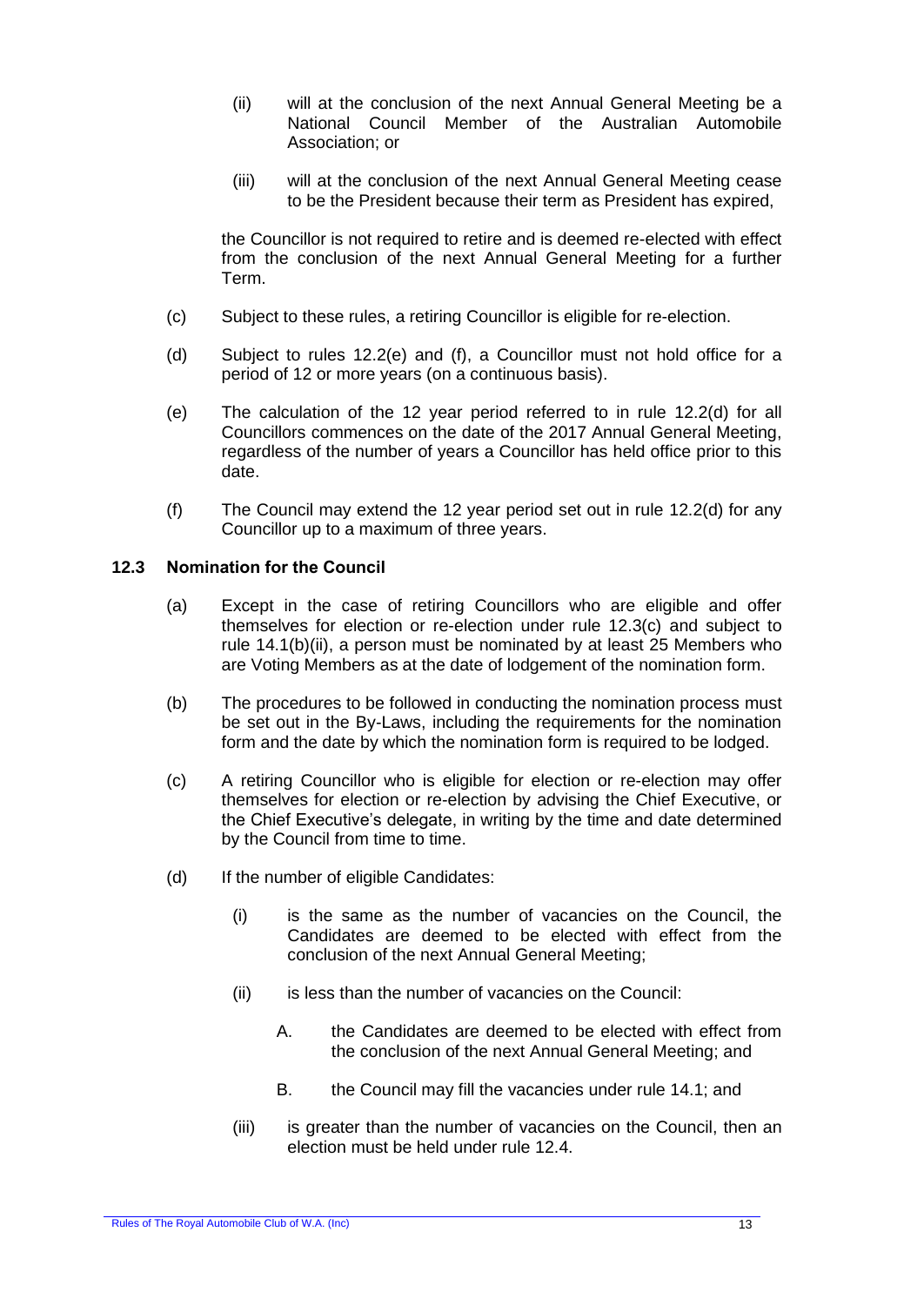(ii) will at the conclusion of the next Annual General Meeting be a National Council Member of the Australian Automobile Association; or

(iii) will at the conclusion of the next Annual General Meeting cease to be the President because their term as President has expired,

the Councillor is not required to retire and is deemed re-elected with effect from the conclusion of the next Annual General Meeting for a further Term.

(c) Subject to these rules, a retiring Councillor is eligible for re-election.

(d) Subject to rules 12.2(e) and (f), a Councillor must not hold office for a period of 12 or more years (on a continuous basis).

(e) The calculation of the 12 year period referred to in rule 12.2(d) for all Councillors commences on the date of the 2017 Annual General Meeting, regardless of the number of years a Councillor has held office prior to this date.

(f) The Council may extend the 12 year period set out in rule 12.2(d) for any Councillor up to a maximum of three years.

### 12.3 Nomination for the Council

(a) Except in the case of retiring Councillors who are eligible and offer themselves for election or re-election under rule 12.3(c) and subject to rule 14.1(b)(ii), a person must be nominated by at least 25 Members who are Voting Members as at the date of lodgement of the nomination form.

(b) The procedures to be followed in conducting the nomination process must be set out in the By-Laws, including the requirements for the nomination form and the date by which the nomination form is required to be lodged.

(c) A retiring Councillor who is eligible for election or re-election may offer themselves for election or re-election by advising the Chief Executive, or the Chief Executive's delegate, in writing by the time and date determined by the Council from time to time.

(d) If the number of eligible Candidates:

(i) is the same as the number of vacancies on the Council, the Candidates are deemed to be elected with effect from the conclusion of the next Annual General Meeting;

(ii) is less than the number of vacancies on the Council:

A. the Candidates are deemed to be elected with effect from the conclusion of the next Annual General Meeting; and

B. the Council may fill the vacancies under rule 14.1; and

(iii) is greater than the number of vacancies on the Council, then an election must be held under rule 12.4.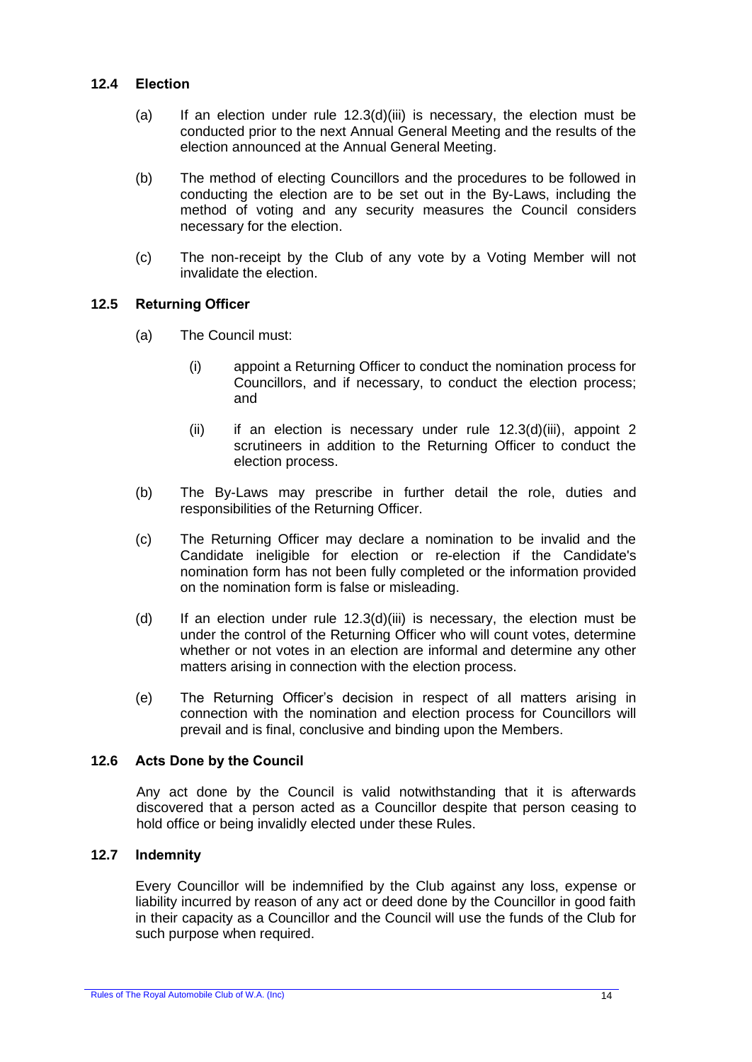### 12.4 Election

(a) If an election under rule 12.3(d)(iii) is necessary, the election must be conducted prior to the next Annual General Meeting and the results of the election announced at the Annual General Meeting.

(b) The method of electing Councillors and the procedures to be followed in conducting the election are to be set out in the By-Laws, including the method of voting and any security measures the Council considers necessary for the election.

(c) The non-receipt by the Club of any vote by a Voting Member will not invalidate the election.

### 12.5 Returning Officer

(a) The Council must:

  (i) appoint a Returning Officer to conduct the nomination process for Councillors, and if necessary, to conduct the election process; and

  (ii) if an election is necessary under rule 12.3(d)(iii), appoint 2 scrutineers in addition to the Returning Officer to conduct the election process.

(b) The By-Laws may prescribe in further detail the role, duties and responsibilities of the Returning Officer.

(c) The Returning Officer may declare a nomination to be invalid and the Candidate ineligible for election or re-election if the Candidate's nomination form has not been fully completed or the information provided on the nomination form is false or misleading.

(d) If an election under rule 12.3(d)(iii) is necessary, the election must be under the control of the Returning Officer who will count votes, determine whether or not votes in an election are informal and determine any other matters arising in connection with the election process.

(e) The Returning Officer's decision in respect of all matters arising in connection with the nomination and election process for Councillors will prevail and is final, conclusive and binding upon the Members.

### 12.6 Acts Done by the Council

Any act done by the Council is valid notwithstanding that it is afterwards discovered that a person acted as a Councillor despite that person ceasing to hold office or being invalidly elected under these Rules.

### 12.7 Indemnity

Every Councillor will be indemnified by the Club against any loss, expense or liability incurred by reason of any act or deed done by the Councillor in good faith in their capacity as a Councillor and the Council will use the funds of the Club for such purpose when required.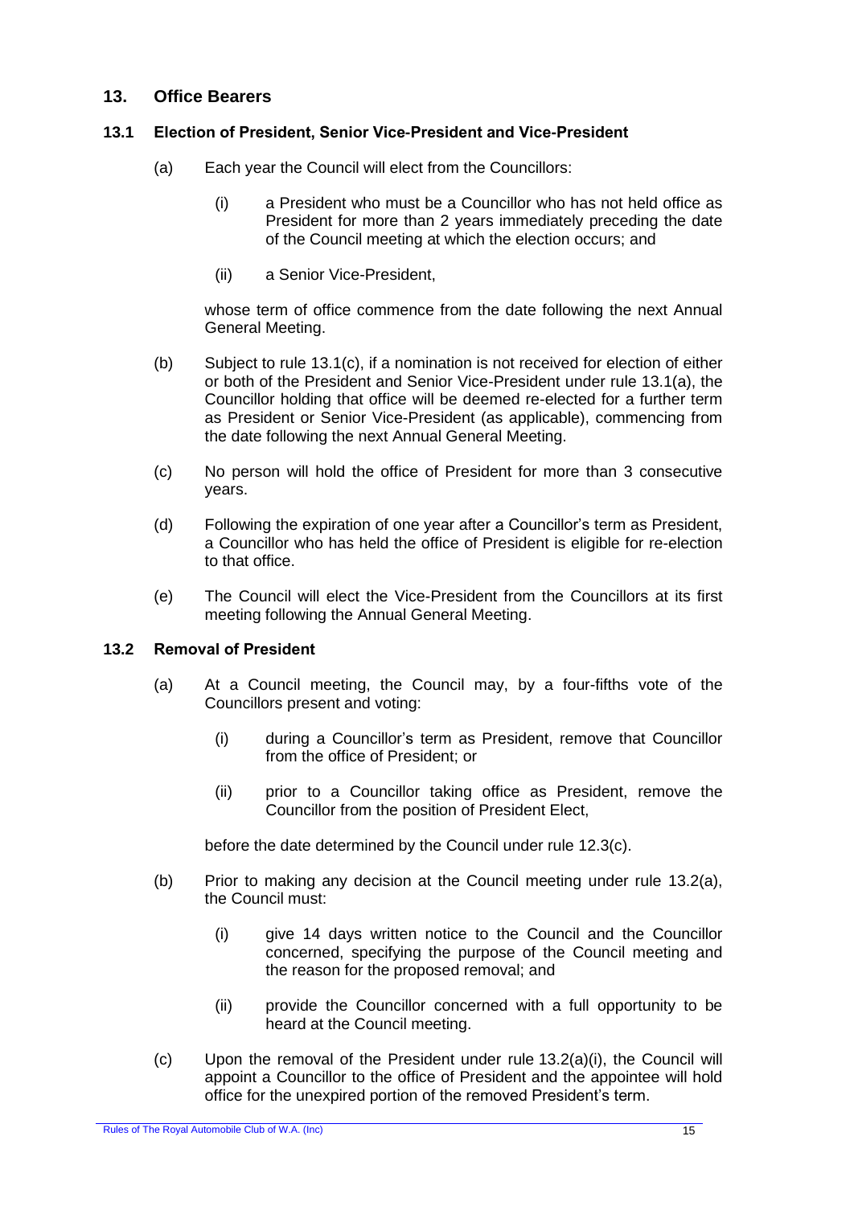## 13. Office Bearers

### 13.1 Election of President, Senior Vice-President and Vice-President

(a) Each year the Council will elect from the Councillors:

(i) a President who must be a Councillor who has not held office as President for more than 2 years immediately preceding the date of the Council meeting at which the election occurs; and

(ii) a Senior Vice-President,

whose term of office commence from the date following the next Annual General Meeting.

(b) Subject to rule 13.1(c), if a nomination is not received for election of either or both of the President and Senior Vice-President under rule 13.1(a), the Councillor holding that office will be deemed re-elected for a further term as President or Senior Vice-President (as applicable), commencing from the date following the next Annual General Meeting.

(c) No person will hold the office of President for more than 3 consecutive years.

(d) Following the expiration of one year after a Councillor's term as President, a Councillor who has held the office of President is eligible for re-election to that office.

(e) The Council will elect the Vice-President from the Councillors at its first meeting following the Annual General Meeting.

### 13.2 Removal of President

(a) At a Council meeting, the Council may, by a four-fifths vote of the Councillors present and voting:

(i) during a Councillor's term as President, remove that Councillor from the office of President; or

(ii) prior to a Councillor taking office as President, remove the Councillor from the position of President Elect,

before the date determined by the Council under rule 12.3(c).

(b) Prior to making any decision at the Council meeting under rule 13.2(a), the Council must:

(i) give 14 days written notice to the Council and the Councillor concerned, specifying the purpose of the Council meeting and the reason for the proposed removal; and

(ii) provide the Councillor concerned with a full opportunity to be heard at the Council meeting.

(c) Upon the removal of the President under rule 13.2(a)(i), the Council will appoint a Councillor to the office of President and the appointee will hold office for the unexpired portion of the removed President's term.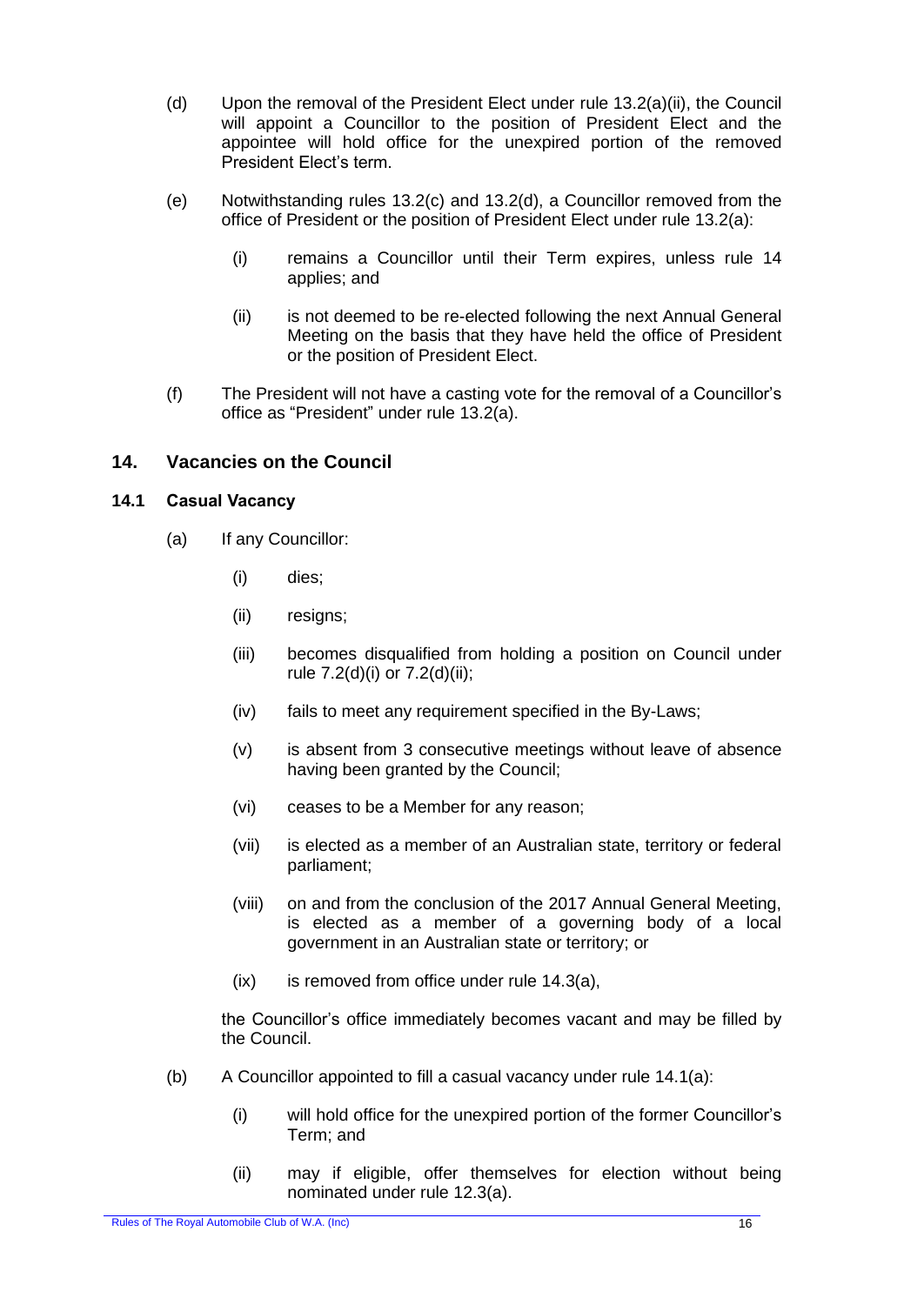(d) Upon the removal of the President Elect under rule 13.2(a)(ii), the Council will appoint a Councillor to the position of President Elect and the appointee will hold office for the unexpired portion of the removed President Elect's term.

(e) Notwithstanding rules 13.2(c) and 13.2(d), a Councillor removed from the office of President or the position of President Elect under rule 13.2(a):

   (i) remains a Councillor until their Term expires, unless rule 14 applies; and

   (ii) is not deemed to be re-elected following the next Annual General Meeting on the basis that they have held the office of President or the position of President Elect.

(f) The President will not have a casting vote for the removal of a Councillor's office as "President" under rule 13.2(a).

## 14. Vacancies on the Council

### 14.1 Casual Vacancy

(a) If any Councillor:

   (i) dies;

   (ii) resigns;

   (iii) becomes disqualified from holding a position on Council under rule 7.2(d)(i) or 7.2(d)(ii);

   (iv) fails to meet any requirement specified in the By-Laws;

   (v) is absent from 3 consecutive meetings without leave of absence having been granted by the Council;

   (vi) ceases to be a Member for any reason;

   (vii) is elected as a member of an Australian state, territory or federal parliament;

   (viii) on and from the conclusion of the 2017 Annual General Meeting, is elected as a member of a governing body of a local government in an Australian state or territory; or

   (ix) is removed from office under rule 14.3(a),

the Councillor's office immediately becomes vacant and may be filled by the Council.

(b) A Councillor appointed to fill a casual vacancy under rule 14.1(a):

   (i) will hold office for the unexpired portion of the former Councillor's Term; and

   (ii) may if eligible, offer themselves for election without being nominated under rule 12.3(a).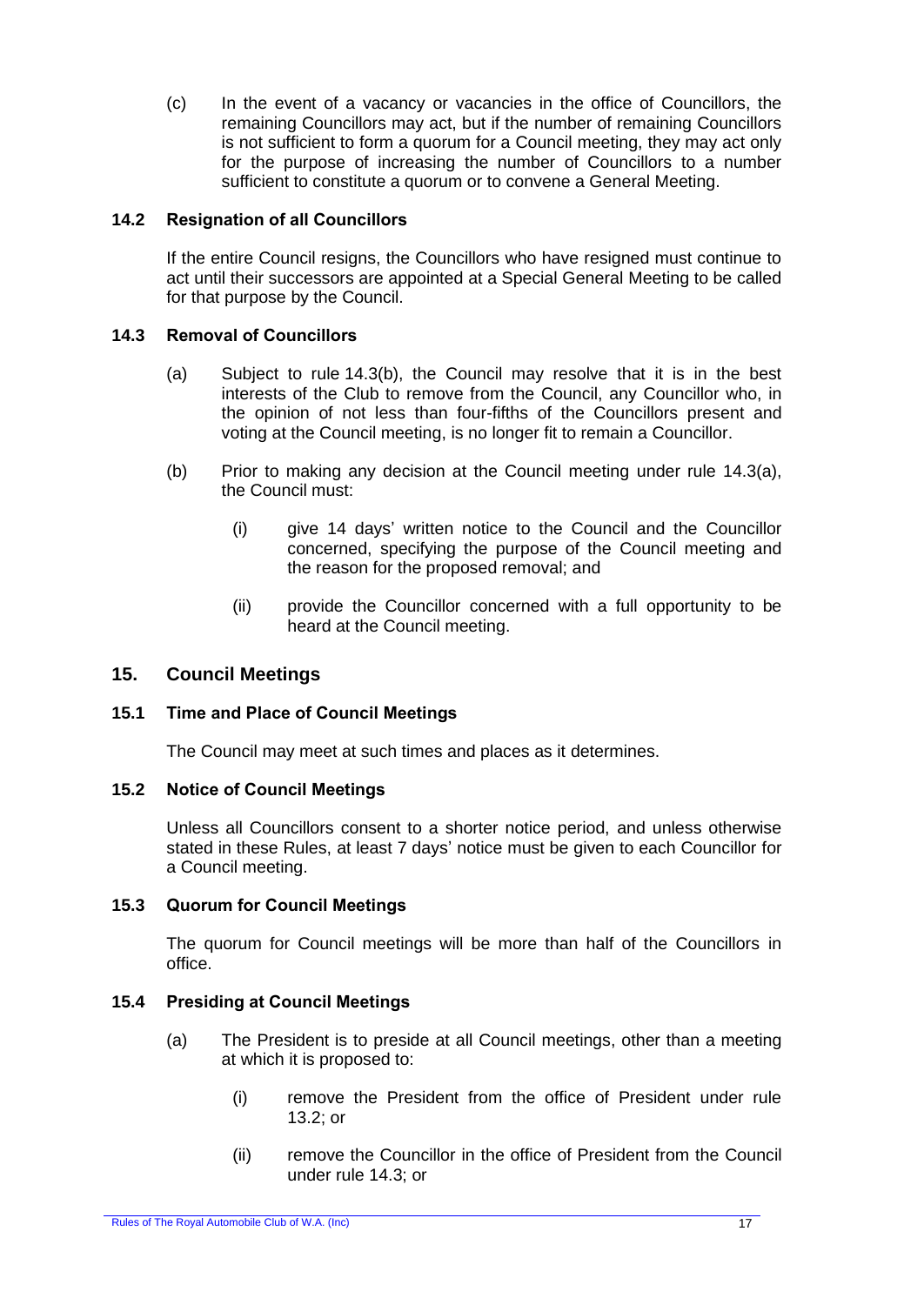(c) In the event of a vacancy or vacancies in the office of Councillors, the remaining Councillors may act, but if the number of remaining Councillors is not sufficient to form a quorum for a Council meeting, they may act only for the purpose of increasing the number of Councillors to a number sufficient to constitute a quorum or to convene a General Meeting.

### 14.2 Resignation of all Councillors

If the entire Council resigns, the Councillors who have resigned must continue to act until their successors are appointed at a Special General Meeting to be called for that purpose by the Council.

### 14.3 Removal of Councillors

(a) Subject to rule 14.3(b), the Council may resolve that it is in the best interests of the Club to remove from the Council, any Councillor who, in the opinion of not less than four-fifths of the Councillors present and voting at the Council meeting, is no longer fit to remain a Councillor.

(b) Prior to making any decision at the Council meeting under rule 14.3(a), the Council must:

   (i) give 14 days' written notice to the Council and the Councillor concerned, specifying the purpose of the Council meeting and the reason for the proposed removal; and

   (ii) provide the Councillor concerned with a full opportunity to be heard at the Council meeting.

## 15. Council Meetings

### 15.1 Time and Place of Council Meetings

The Council may meet at such times and places as it determines.

### 15.2 Notice of Council Meetings

Unless all Councillors consent to a shorter notice period, and unless otherwise stated in these Rules, at least 7 days' notice must be given to each Councillor for a Council meeting.

### 15.3 Quorum for Council Meetings

The quorum for Council meetings will be more than half of the Councillors in office.

### 15.4 Presiding at Council Meetings

(a) The President is to preside at all Council meetings, other than a meeting at which it is proposed to:

   (i) remove the President from the office of President under rule 13.2; or

   (ii) remove the Councillor in the office of President from the Council under rule 14.3; or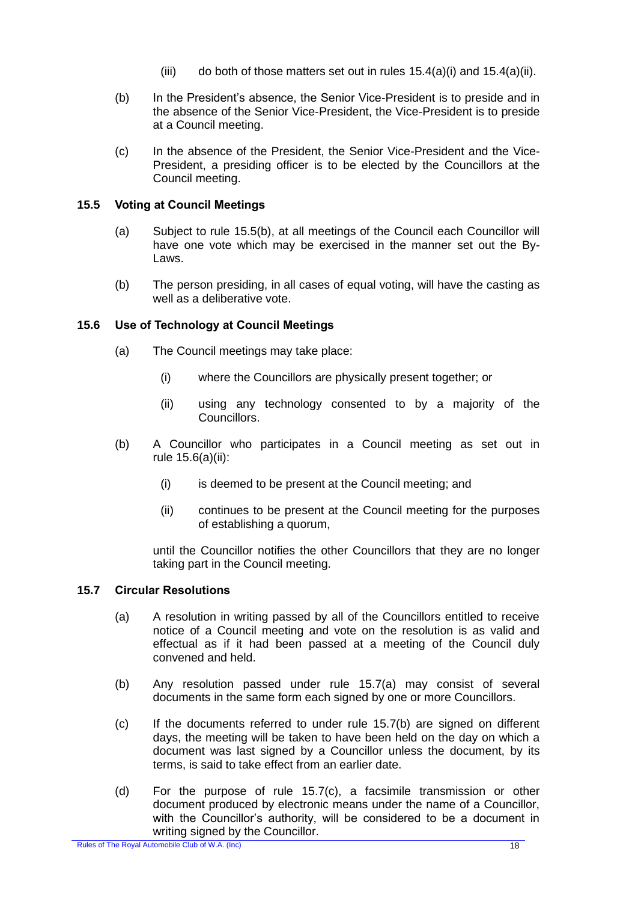(iii) do both of those matters set out in rules 15.4(a)(i) and 15.4(a)(ii).

(b) In the President's absence, the Senior Vice-President is to preside and in the absence of the Senior Vice-President, the Vice-President is to preside at a Council meeting.

(c) In the absence of the President, the Senior Vice-President and the Vice-President, a presiding officer is to be elected by the Councillors at the Council meeting.

### 15.5 Voting at Council Meetings

(a) Subject to rule 15.5(b), at all meetings of the Council each Councillor will have one vote which may be exercised in the manner set out the By-Laws.

(b) The person presiding, in all cases of equal voting, will have the casting as well as a deliberative vote.

### 15.6 Use of Technology at Council Meetings

(a) The Council meetings may take place:

(i) where the Councillors are physically present together; or

(ii) using any technology consented to by a majority of the Councillors.

(b) A Councillor who participates in a Council meeting as set out in rule 15.6(a)(ii):

(i) is deemed to be present at the Council meeting; and

(ii) continues to be present at the Council meeting for the purposes of establishing a quorum,

until the Councillor notifies the other Councillors that they are no longer taking part in the Council meeting.

### 15.7 Circular Resolutions

(a) A resolution in writing passed by all of the Councillors entitled to receive notice of a Council meeting and vote on the resolution is as valid and effectual as if it had been passed at a meeting of the Council duly convened and held.

(b) Any resolution passed under rule 15.7(a) may consist of several documents in the same form each signed by one or more Councillors.

(c) If the documents referred to under rule 15.7(b) are signed on different days, the meeting will be taken to have been held on the day on which a document was last signed by a Councillor unless the document, by its terms, is said to take effect from an earlier date.

(d) For the purpose of rule 15.7(c), a facsimile transmission or other document produced by electronic means under the name of a Councillor, with the Councillor's authority, will be considered to be a document in writing signed by the Councillor.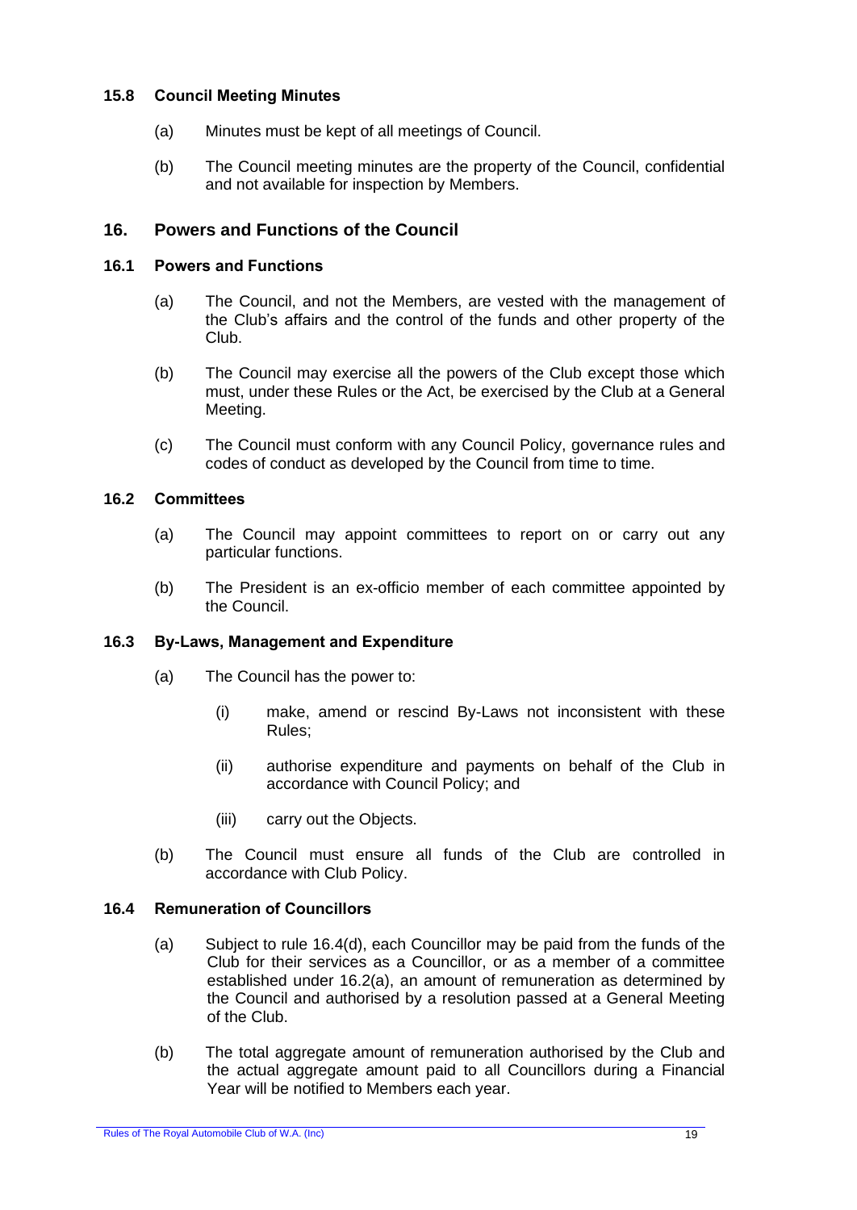### 15.8 Council Meeting Minutes

(a) Minutes must be kept of all meetings of Council.

(b) The Council meeting minutes are the property of the Council, confidential and not available for inspection by Members.

## 16. Powers and Functions of the Council

### 16.1 Powers and Functions

(a) The Council, and not the Members, are vested with the management of the Club's affairs and the control of the funds and other property of the Club.

(b) The Council may exercise all the powers of the Club except those which must, under these Rules or the Act, be exercised by the Club at a General Meeting.

(c) The Council must conform with any Council Policy, governance rules and codes of conduct as developed by the Council from time to time.

### 16.2 Committees

(a) The Council may appoint committees to report on or carry out any particular functions.

(b) The President is an ex-officio member of each committee appointed by the Council.

### 16.3 By-Laws, Management and Expenditure

(a) The Council has the power to:

- (i) make, amend or rescind By-Laws not inconsistent with these Rules;
- (ii) authorise expenditure and payments on behalf of the Club in accordance with Council Policy; and
- (iii) carry out the Objects.

(b) The Council must ensure all funds of the Club are controlled in accordance with Club Policy.

### 16.4 Remuneration of Councillors

(a) Subject to rule 16.4(d), each Councillor may be paid from the funds of the Club for their services as a Councillor, or as a member of a committee established under 16.2(a), an amount of remuneration as determined by the Council and authorised by a resolution passed at a General Meeting of the Club.

(b) The total aggregate amount of remuneration authorised by the Club and the actual aggregate amount paid to all Councillors during a Financial Year will be notified to Members each year.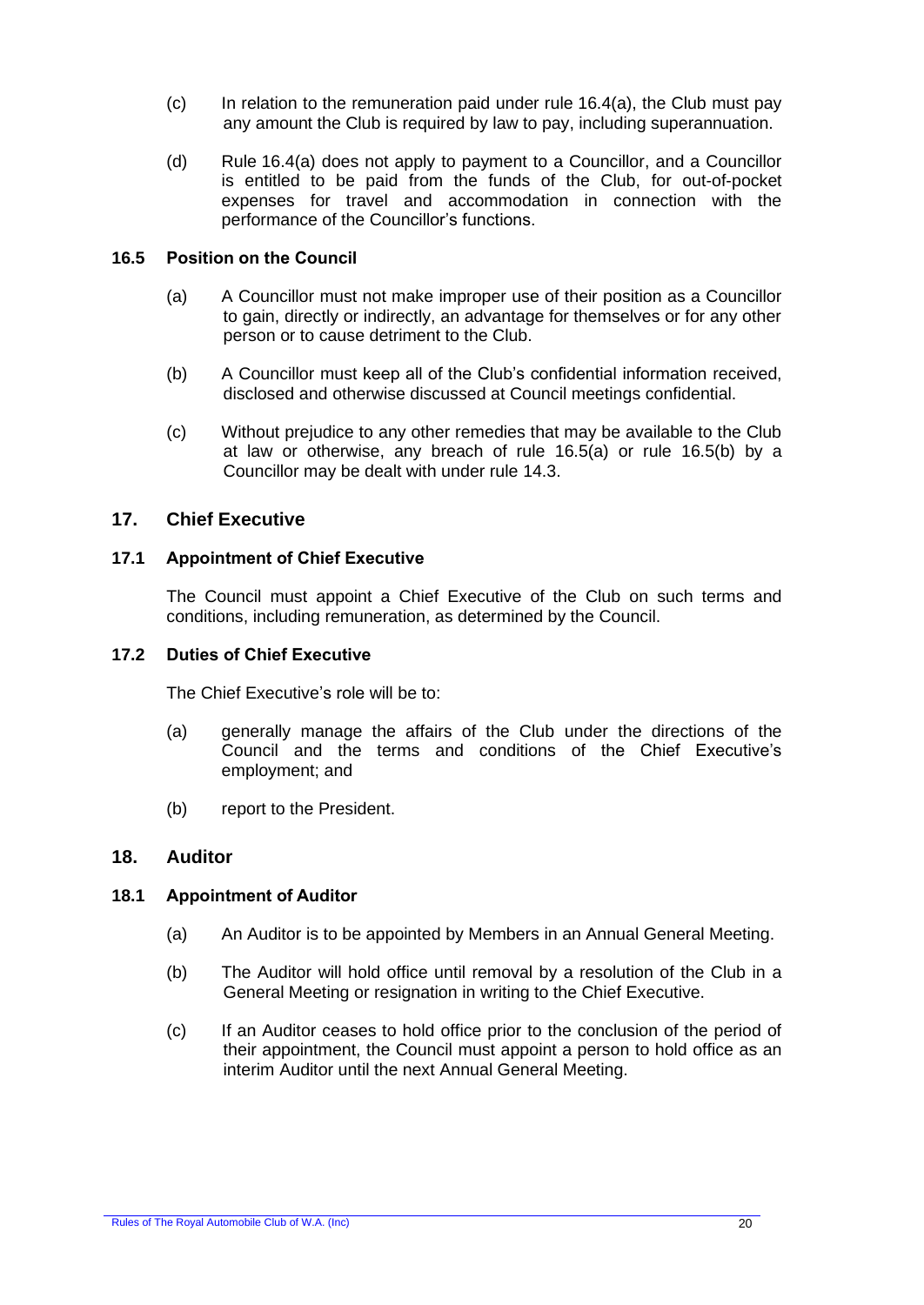(c) In relation to the remuneration paid under rule 16.4(a), the Club must pay any amount the Club is required by law to pay, including superannuation.

(d) Rule 16.4(a) does not apply to payment to a Councillor, and a Councillor is entitled to be paid from the funds of the Club, for out-of-pocket expenses for travel and accommodation in connection with the performance of the Councillor's functions.

### 16.5 Position on the Council

(a) A Councillor must not make improper use of their position as a Councillor to gain, directly or indirectly, an advantage for themselves or for any other person or to cause detriment to the Club.

(b) A Councillor must keep all of the Club's confidential information received, disclosed and otherwise discussed at Council meetings confidential.

(c) Without prejudice to any other remedies that may be available to the Club at law or otherwise, any breach of rule 16.5(a) or rule 16.5(b) by a Councillor may be dealt with under rule 14.3.

## 17. Chief Executive

### 17.1 Appointment of Chief Executive

The Council must appoint a Chief Executive of the Club on such terms and conditions, including remuneration, as determined by the Council.

### 17.2 Duties of Chief Executive

The Chief Executive's role will be to:

(a) generally manage the affairs of the Club under the directions of the Council and the terms and conditions of the Chief Executive's employment; and

(b) report to the President.

## 18. Auditor

### 18.1 Appointment of Auditor

(a) An Auditor is to be appointed by Members in an Annual General Meeting.

(b) The Auditor will hold office until removal by a resolution of the Club in a General Meeting or resignation in writing to the Chief Executive.

(c) If an Auditor ceases to hold office prior to the conclusion of the period of their appointment, the Council must appoint a person to hold office as an interim Auditor until the next Annual General Meeting.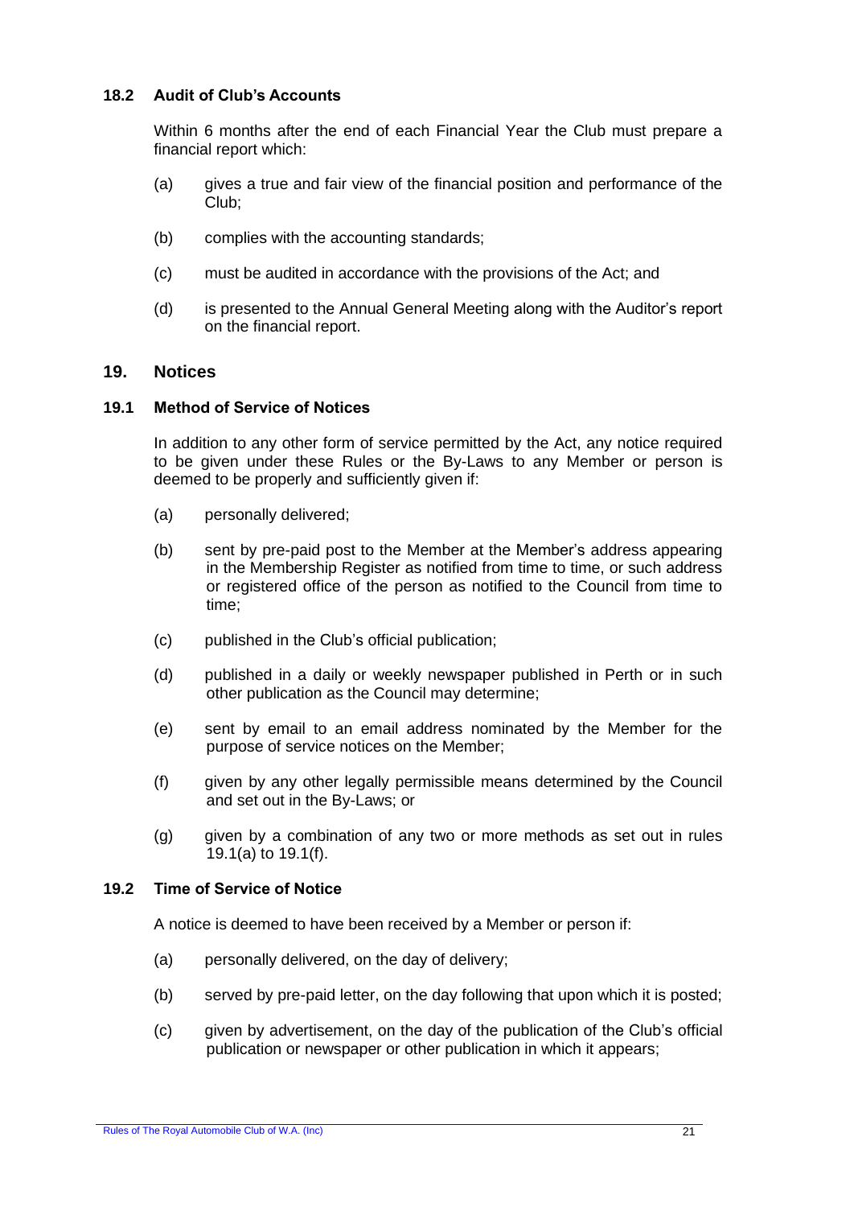### 18.2 Audit of Club's Accounts

Within 6 months after the end of each Financial Year the Club must prepare a financial report which:

(a) gives a true and fair view of the financial position and performance of the Club;

(b) complies with the accounting standards;

(c) must be audited in accordance with the provisions of the Act; and

(d) is presented to the Annual General Meeting along with the Auditor's report on the financial report.

## 19. Notices

### 19.1 Method of Service of Notices

In addition to any other form of service permitted by the Act, any notice required to be given under these Rules or the By-Laws to any Member or person is deemed to be properly and sufficiently given if:

(a) personally delivered;

(b) sent by pre-paid post to the Member at the Member's address appearing in the Membership Register as notified from time to time, or such address or registered office of the person as notified to the Council from time to time;

(c) published in the Club's official publication;

(d) published in a daily or weekly newspaper published in Perth or in such other publication as the Council may determine;

(e) sent by email to an email address nominated by the Member for the purpose of service notices on the Member;

(f) given by any other legally permissible means determined by the Council and set out in the By-Laws; or

(g) given by a combination of any two or more methods as set out in rules 19.1(a) to 19.1(f).

### 19.2 Time of Service of Notice

A notice is deemed to have been received by a Member or person if:

(a) personally delivered, on the day of delivery;

(b) served by pre-paid letter, on the day following that upon which it is posted;

(c) given by advertisement, on the day of the publication of the Club's official publication or newspaper or other publication in which it appears;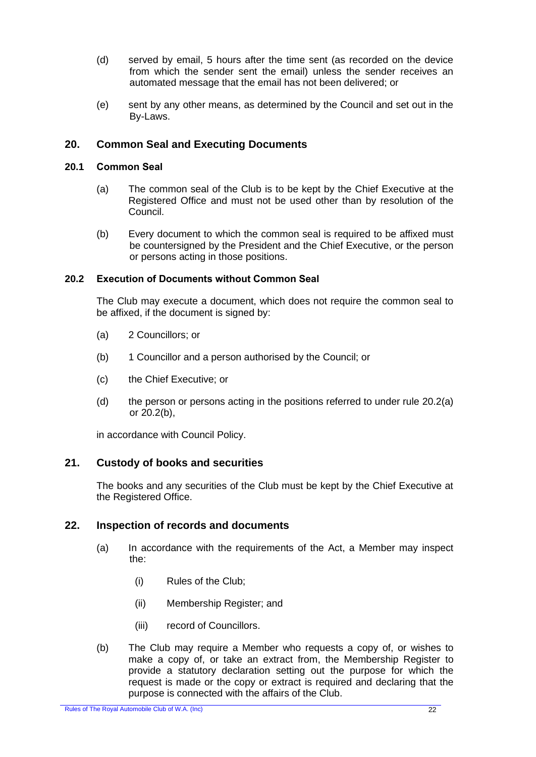(d) served by email, 5 hours after the time sent (as recorded on the device from which the sender sent the email) unless the sender receives an automated message that the email has not been delivered; or

(e) sent by any other means, as determined by the Council and set out in the By-Laws.

## 20. Common Seal and Executing Documents

### 20.1 Common Seal

(a) The common seal of the Club is to be kept by the Chief Executive at the Registered Office and must not be used other than by resolution of the Council.

(b) Every document to which the common seal is required to be affixed must be countersigned by the President and the Chief Executive, or the person or persons acting in those positions.

### 20.2 Execution of Documents without Common Seal

The Club may execute a document, which does not require the common seal to be affixed, if the document is signed by:

(a) 2 Councillors; or

(b) 1 Councillor and a person authorised by the Council; or

(c) the Chief Executive; or

(d) the person or persons acting in the positions referred to under rule 20.2(a) or 20.2(b),

in accordance with Council Policy.

## 21. Custody of books and securities

The books and any securities of the Club must be kept by the Chief Executive at the Registered Office.

## 22. Inspection of records and documents

(a) In accordance with the requirements of the Act, a Member may inspect the:

(i) Rules of the Club;

(ii) Membership Register; and

(iii) record of Councillors.

(b) The Club may require a Member who requests a copy of, or wishes to make a copy of, or take an extract from, the Membership Register to provide a statutory declaration setting out the purpose for which the request is made or the copy or extract is required and declaring that the purpose is connected with the affairs of the Club.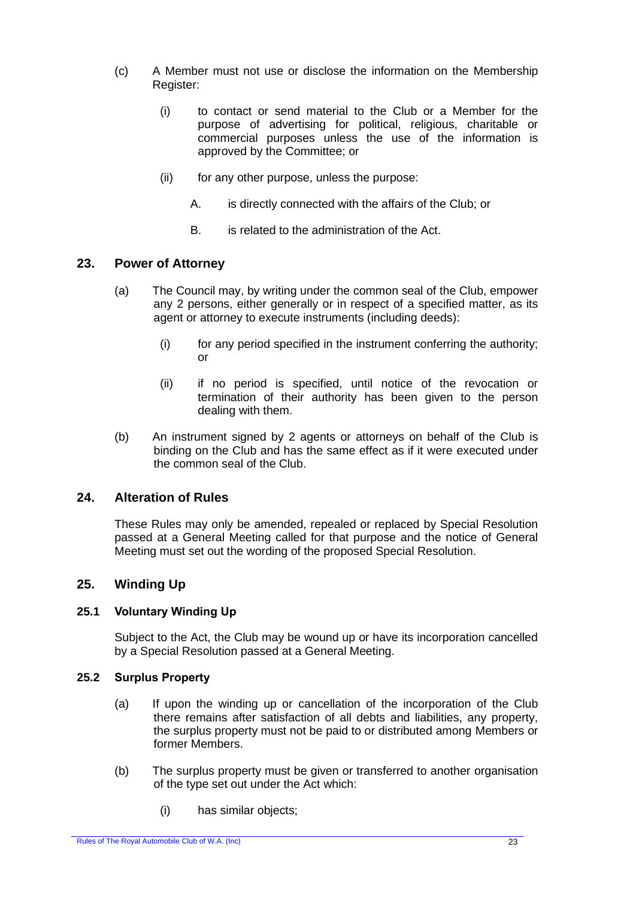(c) A Member must not use or disclose the information on the Membership Register:

   (i) to contact or send material to the Club or a Member for the purpose of advertising for political, religious, charitable or commercial purposes unless the use of the information is approved by the Committee; or

   (ii) for any other purpose, unless the purpose:

      A. is directly connected with the affairs of the Club; or

      B. is related to the administration of the Act.

## 23. Power of Attorney

(a) The Council may, by writing under the common seal of the Club, empower any 2 persons, either generally or in respect of a specified matter, as its agent or attorney to execute instruments (including deeds):

   (i) for any period specified in the instrument conferring the authority; or

   (ii) if no period is specified, until notice of the revocation or termination of their authority has been given to the person dealing with them.

(b) An instrument signed by 2 agents or attorneys on behalf of the Club is binding on the Club and has the same effect as if it were executed under the common seal of the Club.

## 24. Alteration of Rules

These Rules may only be amended, repealed or replaced by Special Resolution passed at a General Meeting called for that purpose and the notice of General Meeting must set out the wording of the proposed Special Resolution.

## 25. Winding Up

### 25.1 Voluntary Winding Up

Subject to the Act, the Club may be wound up or have its incorporation cancelled by a Special Resolution passed at a General Meeting.

### 25.2 Surplus Property

(a) If upon the winding up or cancellation of the incorporation of the Club there remains after satisfaction of all debts and liabilities, any property, the surplus property must not be paid to or distributed among Members or former Members.

(b) The surplus property must be given or transferred to another organisation of the type set out under the Act which:

   (i) has similar objects;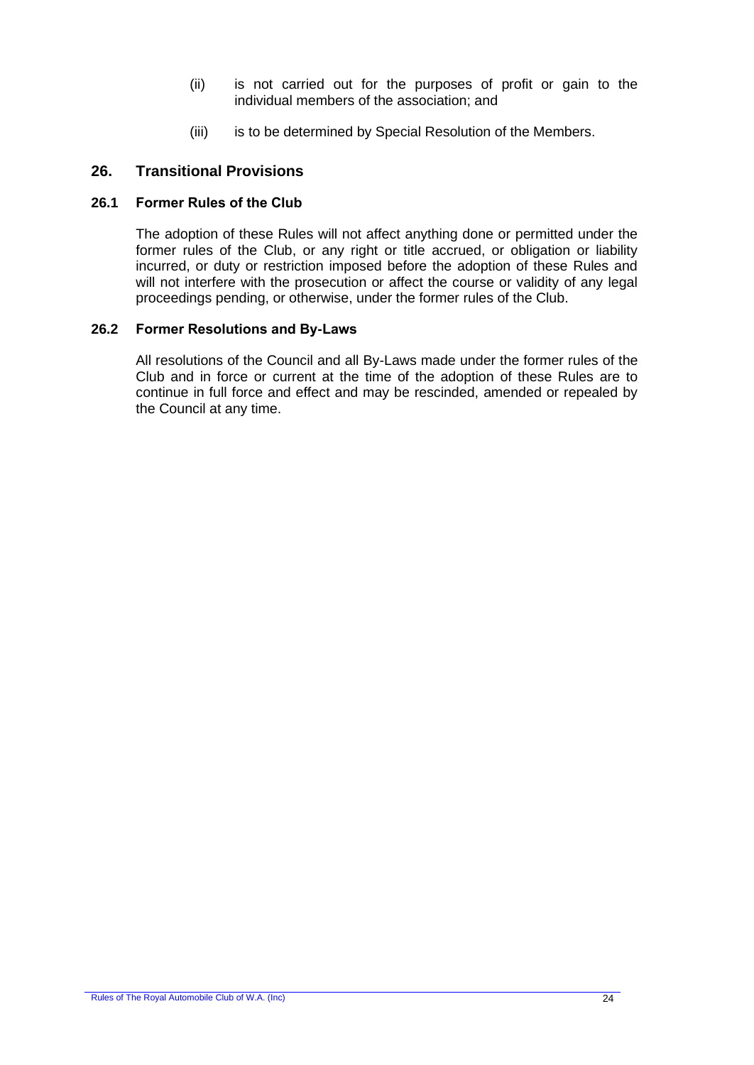(ii) is not carried out for the purposes of profit or gain to the individual members of the association; and

(iii) is to be determined by Special Resolution of the Members.

## 26. Transitional Provisions

### 26.1 Former Rules of the Club

The adoption of these Rules will not affect anything done or permitted under the former rules of the Club, or any right or title accrued, or obligation or liability incurred, or duty or restriction imposed before the adoption of these Rules and will not interfere with the prosecution or affect the course or validity of any legal proceedings pending, or otherwise, under the former rules of the Club.

### 26.2 Former Resolutions and By-Laws

All resolutions of the Council and all By-Laws made under the former rules of the Club and in force or current at the time of the adoption of these Rules are to continue in full force and effect and may be rescinded, amended or repealed by the Council at any time.